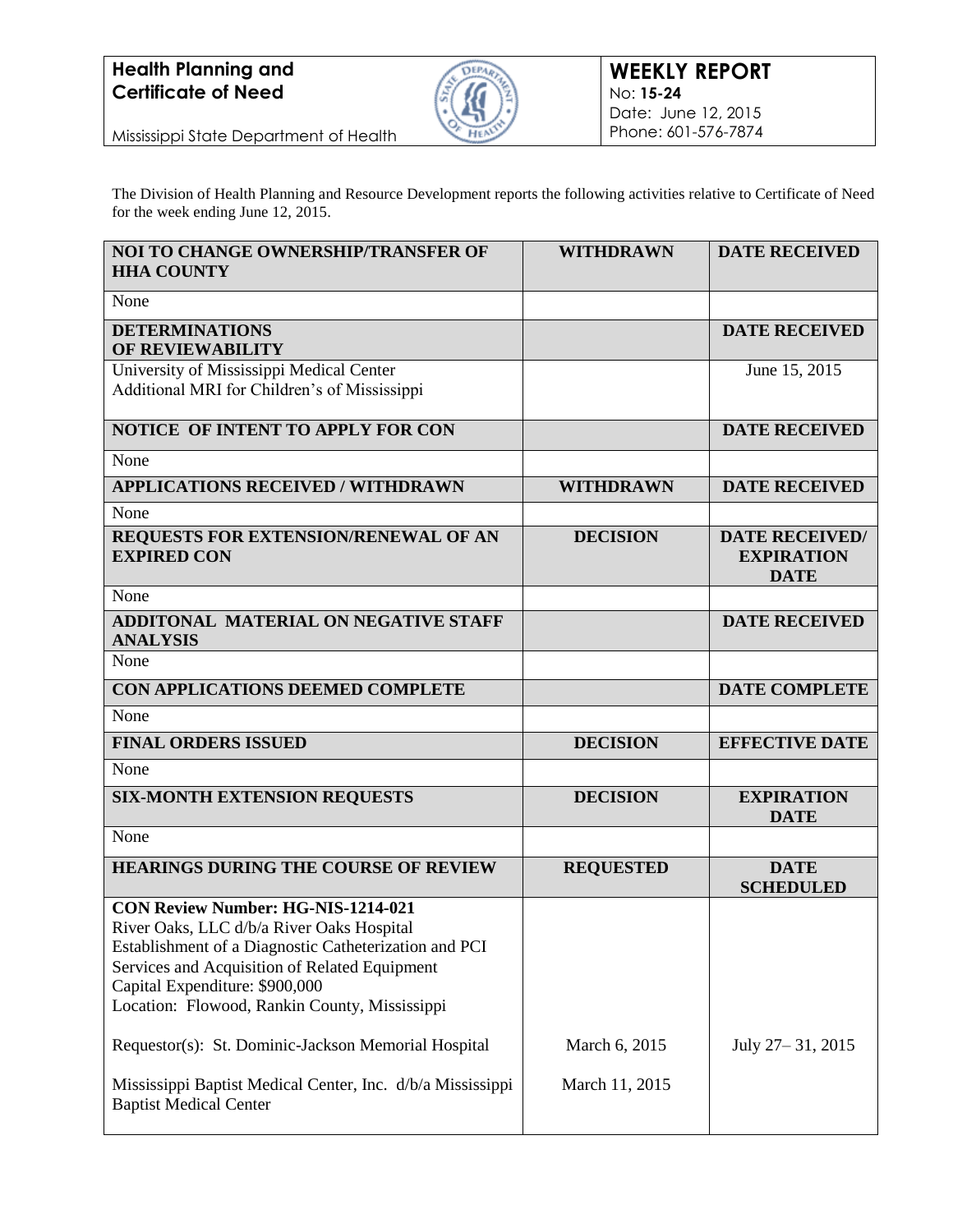**Health Planning and Certificate of Need**

Mississippi State Department of Health

**WEEKLY REPORT**
No: **15-24**
Date: June 12, 2015
Phone: 601-576-7874

The Division of Health Planning and Resource Development reports the following activities relative to Certificate of Need for the week ending June 12, 2015.

| **NOI TO CHANGE OWNERSHIP/TRANSFER OF HHA COUNTY** | **WITHDRAWN** | **DATE RECEIVED** |
|---|---|---|
| None | | |
| **DETERMINATIONS OF REVIEWABILITY** | | **DATE RECEIVED** |
| University of Mississippi Medical Center<br>Additional MRI for Children's of Mississippi | | June 15, 2015 |
| **NOTICE OF INTENT TO APPLY FOR CON** | | **DATE RECEIVED** |
| None | | |
| **APPLICATIONS RECEIVED / WITHDRAWN** | **WITHDRAWN** | **DATE RECEIVED** |
| None | | |
| **REQUESTS FOR EXTENSION/RENEWAL OF AN EXPIRED CON** | **DECISION** | **DATE RECEIVED/ EXPIRATION DATE** |
| None | | |
| **ADDITONAL MATERIAL ON NEGATIVE STAFF ANALYSIS** | | **DATE RECEIVED** |
| None | | |
| **CON APPLICATIONS DEEMED COMPLETE** | | **DATE COMPLETE** |
| None | | |
| **FINAL ORDERS ISSUED** | **DECISION** | **EFFECTIVE DATE** |
| None | | |
| **SIX-MONTH EXTENSION REQUESTS** | **DECISION** | **EXPIRATION DATE** |
| None | | |
| **HEARINGS DURING THE COURSE OF REVIEW** | **REQUESTED** | **DATE SCHEDULED** |
| **CON Review Number: HG-NIS-1214-021**<br>River Oaks, LLC d/b/a River Oaks Hospital<br>Establishment of a Diagnostic Catheterization and PCI Services and Acquisition of Related Equipment<br>Capital Expenditure: $900,000<br>Location: Flowood, Rankin County, Mississippi | | |
| Requestor(s): St. Dominic-Jackson Memorial Hospital | March 6, 2015 | July 27– 31, 2015 |
| Mississippi Baptist Medical Center, Inc. d/b/a Mississippi Baptist Medical Center | March 11, 2015 | |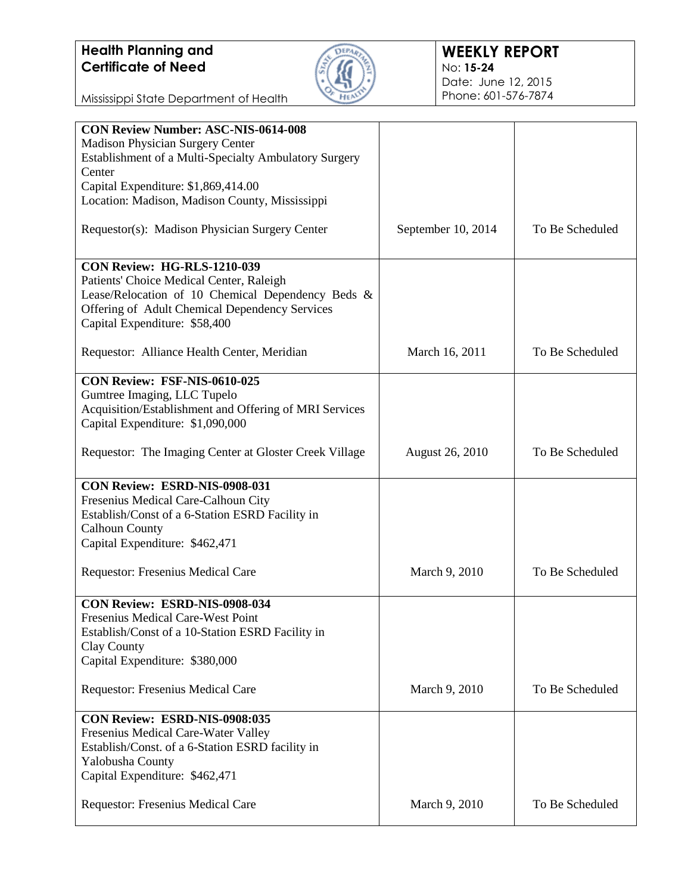| | | |
|---|---|---|
| **CON Review Number: ASC-NIS-0614-008**<br>Madison Physician Surgery Center<br>Establishment of a Multi-Specialty Ambulatory Surgery Center<br>Capital Expenditure: $1,869,414.00<br>Location: Madison, Madison County, Mississippi<br><br>Requestor(s): Madison Physician Surgery Center | September 10, 2014 | To Be Scheduled |
| **CON Review: HG-RLS-1210-039**<br>Patients' Choice Medical Center, Raleigh<br>Lease/Relocation of 10 Chemical Dependency Beds & Offering of Adult Chemical Dependency Services<br>Capital Expenditure: $58,400<br><br>Requestor: Alliance Health Center, Meridian | March 16, 2011 | To Be Scheduled |
| **CON Review: FSF-NIS-0610-025**<br>Gumtree Imaging, LLC Tupelo<br>Acquisition/Establishment and Offering of MRI Services<br>Capital Expenditure: $1,090,000<br><br>Requestor: The Imaging Center at Gloster Creek Village | August 26, 2010 | To Be Scheduled |
| **CON Review: ESRD-NIS-0908-031**<br>Fresenius Medical Care-Calhoun City<br>Establish/Const of a 6-Station ESRD Facility in Calhoun County<br>Capital Expenditure: $462,471<br><br>Requestor: Fresenius Medical Care | March 9, 2010 | To Be Scheduled |
| **CON Review: ESRD-NIS-0908-034**<br>Fresenius Medical Care-West Point<br>Establish/Const of a 10-Station ESRD Facility in Clay County<br>Capital Expenditure: $380,000<br><br>Requestor: Fresenius Medical Care | March 9, 2010 | To Be Scheduled |
| **CON Review: ESRD-NIS-0908:035**<br>Fresenius Medical Care-Water Valley<br>Establish/Const. of a 6-Station ESRD facility in Yalobusha County<br>Capital Expenditure: $462,471<br><br>Requestor: Fresenius Medical Care | March 9, 2010 | To Be Scheduled |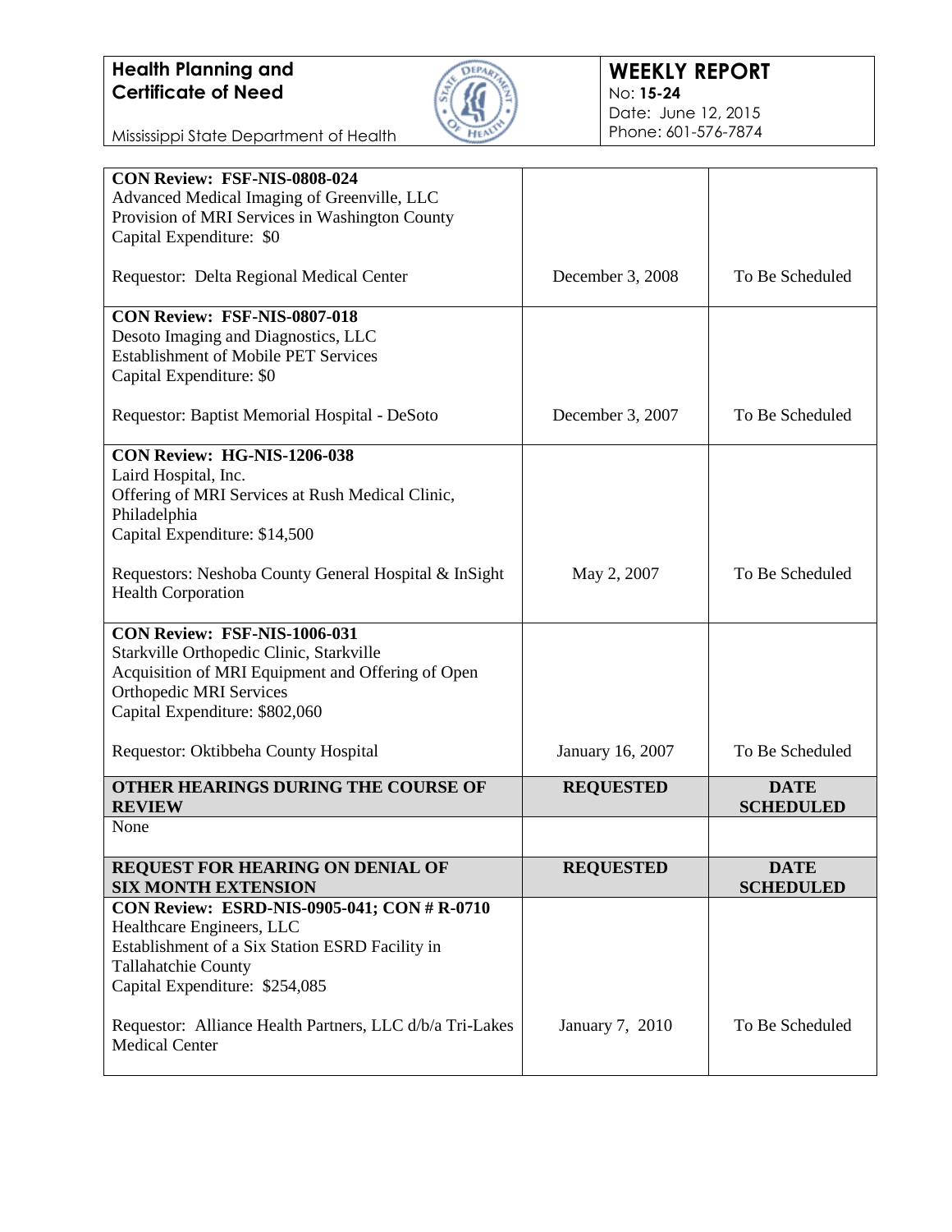| | | |
|---|---|---|
| **CON Review: FSF-NIS-0808-024**<br>Advanced Medical Imaging of Greenville, LLC<br>Provision of MRI Services in Washington County<br>Capital Expenditure: $0<br><br>Requestor: Delta Regional Medical Center | December 3, 2008 | To Be Scheduled |
| **CON Review: FSF-NIS-0807-018**<br>Desoto Imaging and Diagnostics, LLC<br>Establishment of Mobile PET Services<br>Capital Expenditure: $0<br><br>Requestor: Baptist Memorial Hospital - DeSoto | December 3, 2007 | To Be Scheduled |
| **CON Review: HG-NIS-1206-038**<br>Laird Hospital, Inc.<br>Offering of MRI Services at Rush Medical Clinic, Philadelphia<br>Capital Expenditure: $14,500<br><br>Requestors: Neshoba County General Hospital & InSight Health Corporation | May 2, 2007 | To Be Scheduled |
| **CON Review: FSF-NIS-1006-031**<br>Starkville Orthopedic Clinic, Starkville<br>Acquisition of MRI Equipment and Offering of Open Orthopedic MRI Services<br>Capital Expenditure: $802,060<br><br>Requestor: Oktibbeha County Hospital | January 16, 2007 | To Be Scheduled |
| **OTHER HEARINGS DURING THE COURSE OF REVIEW** | **REQUESTED** | **DATE SCHEDULED** |
| None | | |
| **REQUEST FOR HEARING ON DENIAL OF SIX MONTH EXTENSION** | **REQUESTED** | **DATE SCHEDULED** |
| **CON Review: ESRD-NIS-0905-041; CON # R-0710**<br>Healthcare Engineers, LLC<br>Establishment of a Six Station ESRD Facility in Tallahatchie County<br>Capital Expenditure: $254,085<br><br>Requestor: Alliance Health Partners, LLC d/b/a Tri-Lakes Medical Center | January 7, 2010 | To Be Scheduled |